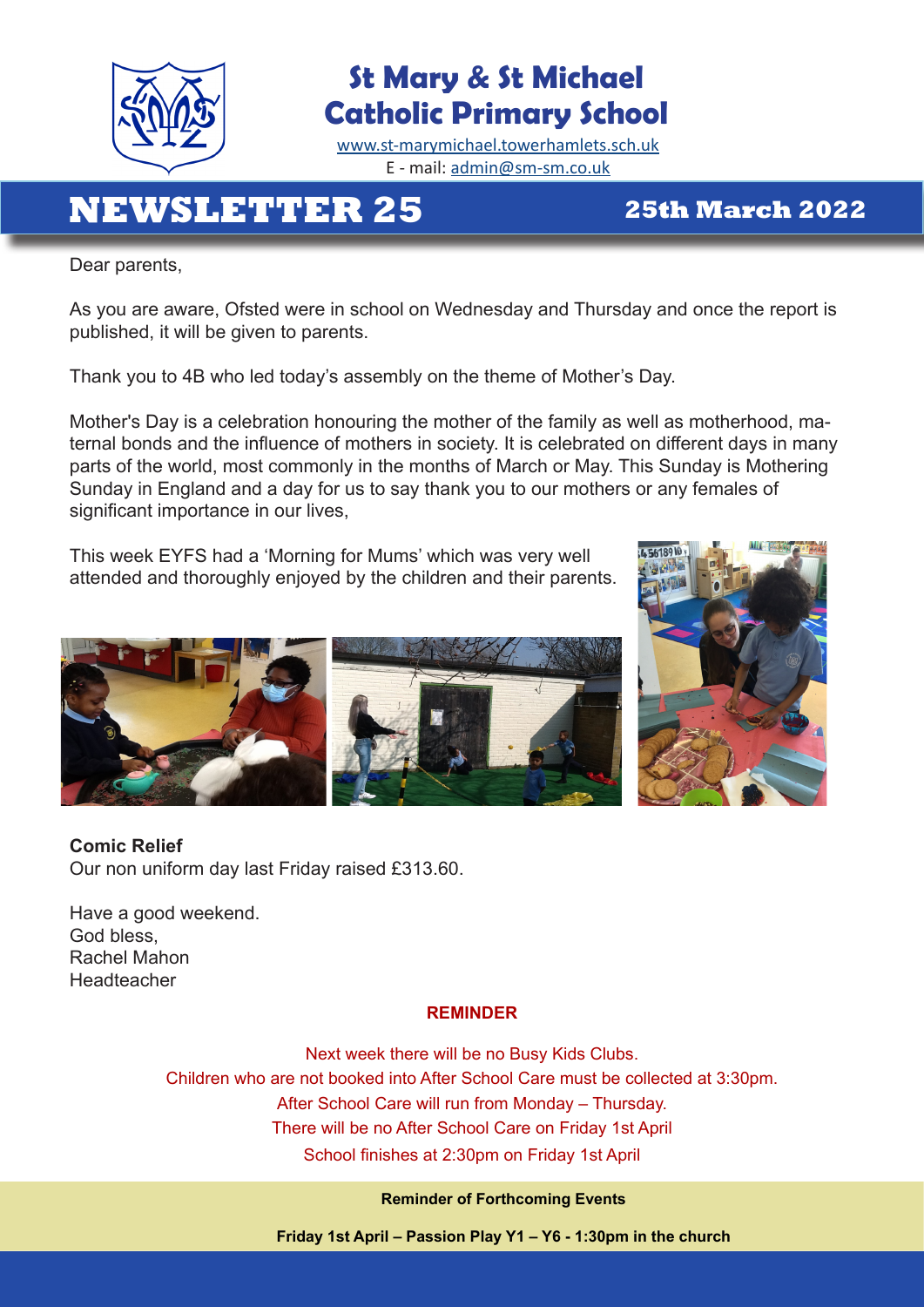# St Mary & St Michael Catholic Primary School

www.st-marymichael.towerhamlets.sch.uk
E - mail: admin@sm-sm.co.uk

## NEWSLETTER 25

**25th March 2022**

Dear parents,

As you are aware, Ofsted were in school on Wednesday and Thursday and once the report is published, it will be given to parents.

Thank you to 4B who led today's assembly on the theme of Mother's Day.

Mother's Day is a celebration honouring the mother of the family as well as motherhood, maternal bonds and the influence of mothers in society. It is celebrated on different days in many parts of the world, most commonly in the months of March or May. This Sunday is Mothering Sunday in England and a day for us to say thank you to our mothers or any females of significant importance in our lives,

This week EYFS had a 'Morning for Mums' which was very well attended and thoroughly enjoyed by the children and their parents.

**Comic Relief**
Our non uniform day last Friday raised £313.60.

Have a good weekend.
God bless,
Rachel Mahon
Headteacher

**REMINDER**

Next week there will be no Busy Kids Clubs.
Children who are not booked into After School Care must be collected at 3:30pm.
After School Care will run from Monday – Thursday.
There will be no After School Care on Friday 1st April
School finishes at 2:30pm on Friday 1st April

**Reminder of Forthcoming Events**

**Friday 1st April – Passion Play Y1 – Y6 - 1:30pm in the church**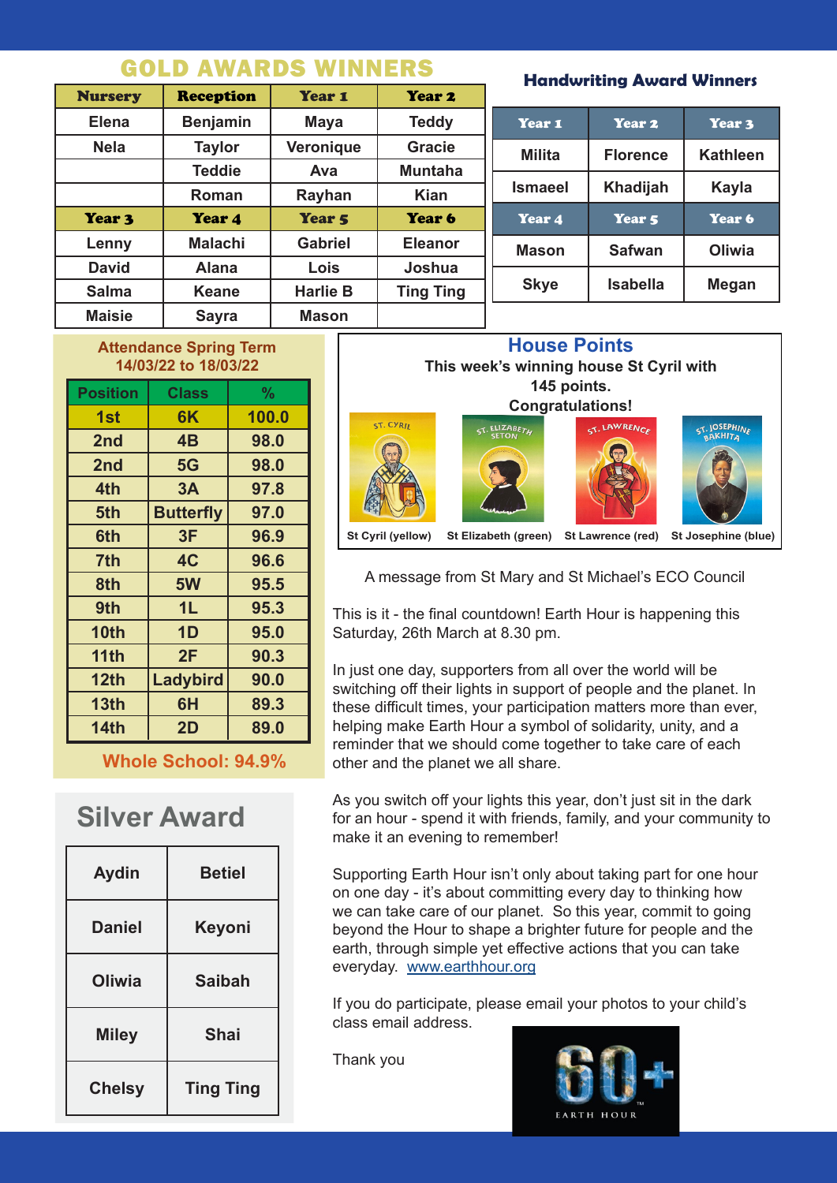## GOLD AWARDS WINNERS

| Nursery | Reception | Year 1 | Year 2 |
|---|---|---|---|
| Elena | Benjamin | Maya | Teddy |
| Nela | Taylor | Veronique | Gracie |
| | Teddie | Ava | Muntaha |
| | Roman | Rayhan | Kian |
| **Year 3** | **Year 4** | **Year 5** | **Year 6** |
| Lenny | Malachi | Gabriel | Eleanor |
| David | Alana | Lois | Joshua |
| Salma | Keane | Harlie B | Ting Ting |
| Maisie | Sayra | Mason | |

## Handwriting Award Winners

| Year 1 | Year 2 | Year 3 |
|---|---|---|
| Milita | Florence | Kathleen |
| Ismaeel | Khadijah | Kayla |
| **Year 4** | **Year 5** | **Year 6** |
| Mason | Safwan | Oliwia |
| Skye | Isabella | Megan |

## Attendance Spring Term 14/03/22 to 18/03/22

| Position | Class | % |
|---|---|---|
| 1st | 6K | 100.0 |
| 2nd | 4B | 98.0 |
| 2nd | 5G | 98.0 |
| 4th | 3A | 97.8 |
| 5th | Butterfly | 97.0 |
| 6th | 3F | 96.9 |
| 7th | 4C | 96.6 |
| 8th | 5W | 95.5 |
| 9th | 1L | 95.3 |
| 10th | 1D | 95.0 |
| 11th | 2F | 90.3 |
| 12th | Ladybird | 90.0 |
| 13th | 6H | 89.3 |
| 14th | 2D | 89.0 |

**Whole School: 94.9%**

## House Points

This week's winning house St Cyril with 145 points.
Congratulations!

St Cyril (yellow) St Elizabeth (green) St Lawrence (red) St Josephine (blue)

## Silver Award

| | |
|---|---|
| Aydin | Betiel |
| Daniel | Keyoni |
| Oliwia | Saibah |
| Miley | Shai |
| Chelsy | Ting Ting |

A message from St Mary and St Michael's ECO Council

This is it - the final countdown! Earth Hour is happening this Saturday, 26th March at 8.30 pm.

In just one day, supporters from all over the world will be switching off their lights in support of people and the planet. In these difficult times, your participation matters more than ever, helping make Earth Hour a symbol of solidarity, unity, and a reminder that we should come together to take care of each other and the planet we all share.

As you switch off your lights this year, don't just sit in the dark for an hour - spend it with friends, family, and your community to make it an evening to remember!

Supporting Earth Hour isn't only about taking part for one hour on one day - it's about committing every day to thinking how we can take care of our planet. So this year, commit to going beyond the Hour to shape a brighter future for people and the earth, through simple yet effective actions that you can take everyday. www.earthhour.org

If you do participate, please email your photos to your child's class email address.

Thank you

60+ EARTH HOUR